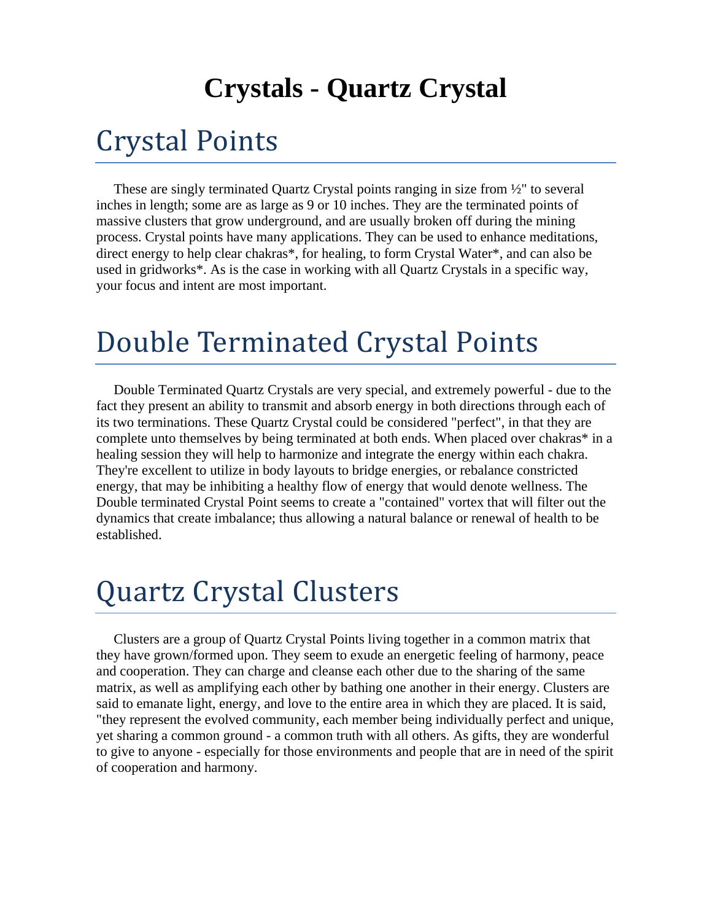# Crystals - Quartz Crystal

## Crystal Points

These are singly terminated Quartz Crystal points ranging in size from ½" to several inches in length; some are as large as 9 or 10 inches. They are the terminated points of massive clusters that grow underground, and are usually broken off during the mining process. Crystal points have many applications. They can be used to enhance meditations, direct energy to help clear chakras*, for healing, to form Crystal Water*, and can also be used in gridworks*. As is the case in working with all Quartz Crystals in a specific way, your focus and intent are most important.

## Double Terminated Crystal Points

Double Terminated Quartz Crystals are very special, and extremely powerful - due to the fact they present an ability to transmit and absorb energy in both directions through each of its two terminations. These Quartz Crystal could be considered "perfect", in that they are complete unto themselves by being terminated at both ends. When placed over chakras* in a healing session they will help to harmonize and integrate the energy within each chakra. They're excellent to utilize in body layouts to bridge energies, or rebalance constricted energy, that may be inhibiting a healthy flow of energy that would denote wellness. The Double terminated Crystal Point seems to create a "contained" vortex that will filter out the dynamics that create imbalance; thus allowing a natural balance or renewal of health to be established.

## Quartz Crystal Clusters

Clusters are a group of Quartz Crystal Points living together in a common matrix that they have grown/formed upon. They seem to exude an energetic feeling of harmony, peace and cooperation. They can charge and cleanse each other due to the sharing of the same matrix, as well as amplifying each other by bathing one another in their energy. Clusters are said to emanate light, energy, and love to the entire area in which they are placed. It is said, "they represent the evolved community, each member being individually perfect and unique, yet sharing a common ground - a common truth with all others. As gifts, they are wonderful to give to anyone - especially for those environments and people that are in need of the spirit of cooperation and harmony.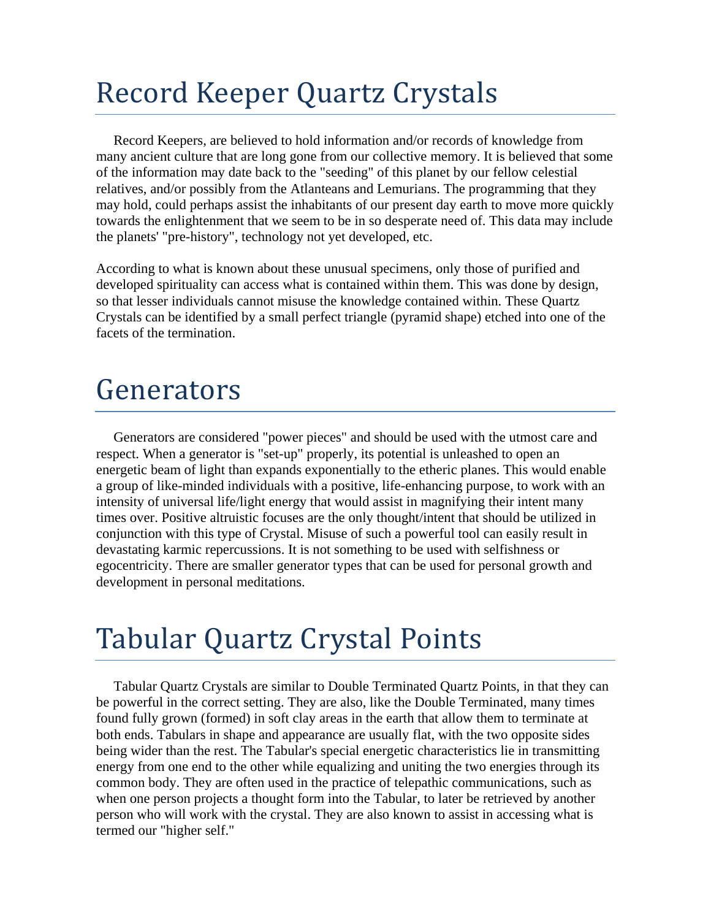# Record Keeper Quartz Crystals

Record Keepers, are believed to hold information and/or records of knowledge from many ancient culture that are long gone from our collective memory. It is believed that some of the information may date back to the "seeding" of this planet by our fellow celestial relatives, and/or possibly from the Atlanteans and Lemurians. The programming that they may hold, could perhaps assist the inhabitants of our present day earth to move more quickly towards the enlightenment that we seem to be in so desperate need of. This data may include the planets' "pre-history", technology not yet developed, etc.

According to what is known about these unusual specimens, only those of purified and developed spirituality can access what is contained within them. This was done by design, so that lesser individuals cannot misuse the knowledge contained within. These Quartz Crystals can be identified by a small perfect triangle (pyramid shape) etched into one of the facets of the termination.

# Generators

Generators are considered "power pieces" and should be used with the utmost care and respect. When a generator is "set-up" properly, its potential is unleashed to open an energetic beam of light than expands exponentially to the etheric planes. This would enable a group of like-minded individuals with a positive, life-enhancing purpose, to work with an intensity of universal life/light energy that would assist in magnifying their intent many times over. Positive altruistic focuses are the only thought/intent that should be utilized in conjunction with this type of Crystal. Misuse of such a powerful tool can easily result in devastating karmic repercussions. It is not something to be used with selfishness or egocentricity. There are smaller generator types that can be used for personal growth and development in personal meditations.

# Tabular Quartz Crystal Points

Tabular Quartz Crystals are similar to Double Terminated Quartz Points, in that they can be powerful in the correct setting. They are also, like the Double Terminated, many times found fully grown (formed) in soft clay areas in the earth that allow them to terminate at both ends. Tabulars in shape and appearance are usually flat, with the two opposite sides being wider than the rest. The Tabular's special energetic characteristics lie in transmitting energy from one end to the other while equalizing and uniting the two energies through its common body. They are often used in the practice of telepathic communications, such as when one person projects a thought form into the Tabular, to later be retrieved by another person who will work with the crystal. They are also known to assist in accessing what is termed our "higher self."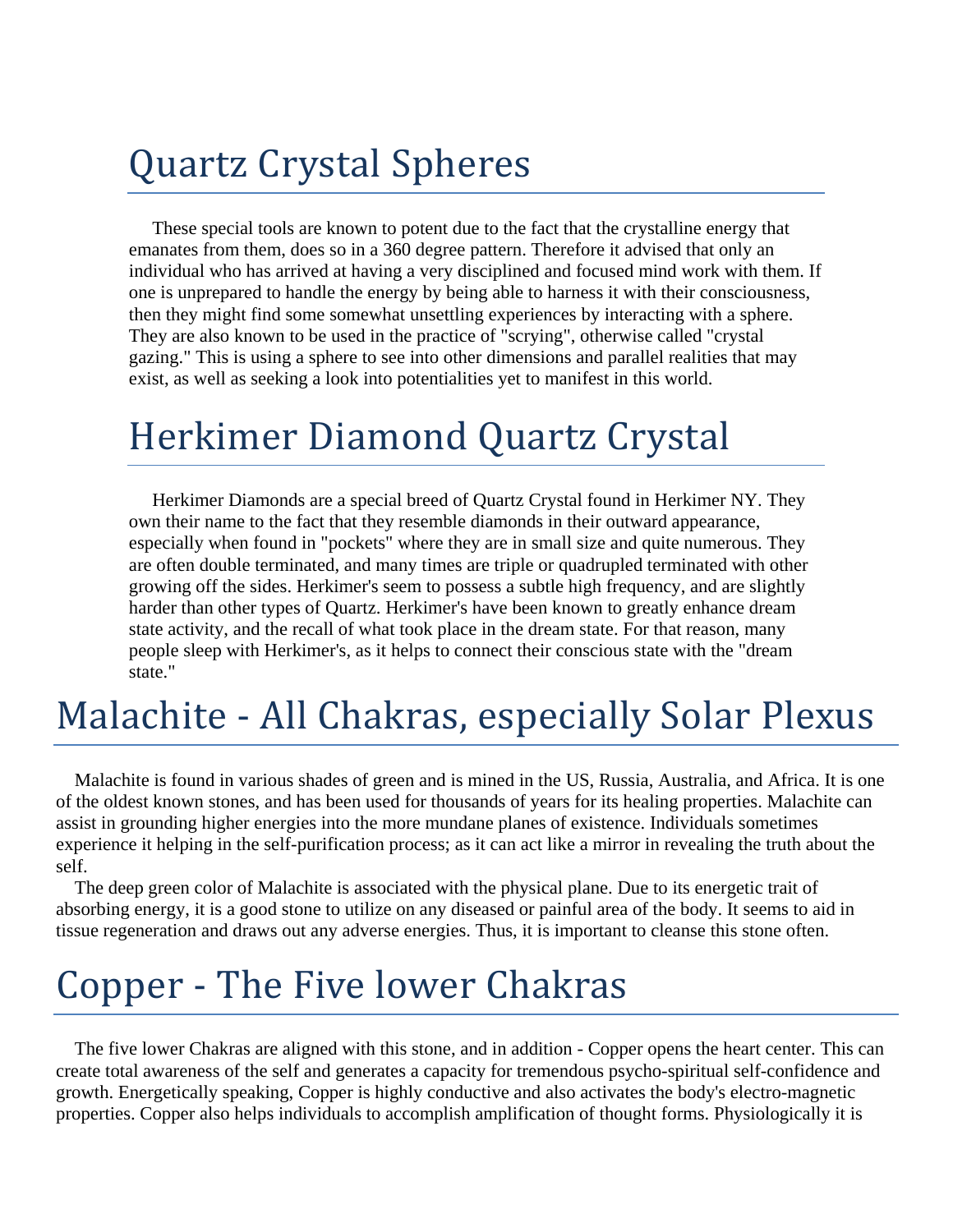# Quartz Crystal Spheres

These special tools are known to potent due to the fact that the crystalline energy that emanates from them, does so in a 360 degree pattern. Therefore it advised that only an individual who has arrived at having a very disciplined and focused mind work with them. If one is unprepared to handle the energy by being able to harness it with their consciousness, then they might find some somewhat unsettling experiences by interacting with a sphere. They are also known to be used in the practice of "scrying", otherwise called "crystal gazing." This is using a sphere to see into other dimensions and parallel realities that may exist, as well as seeking a look into potentialities yet to manifest in this world.

# Herkimer Diamond Quartz Crystal

Herkimer Diamonds are a special breed of Quartz Crystal found in Herkimer NY. They own their name to the fact that they resemble diamonds in their outward appearance, especially when found in "pockets" where they are in small size and quite numerous. They are often double terminated, and many times are triple or quadrupled terminated with other growing off the sides. Herkimer's seem to possess a subtle high frequency, and are slightly harder than other types of Quartz. Herkimer's have been known to greatly enhance dream state activity, and the recall of what took place in the dream state. For that reason, many people sleep with Herkimer's, as it helps to connect their conscious state with the "dream state."

# Malachite - All Chakras, especially Solar Plexus

Malachite is found in various shades of green and is mined in the US, Russia, Australia, and Africa. It is one of the oldest known stones, and has been used for thousands of years for its healing properties. Malachite can assist in grounding higher energies into the more mundane planes of existence. Individuals sometimes experience it helping in the self-purification process; as it can act like a mirror in revealing the truth about the self.

The deep green color of Malachite is associated with the physical plane. Due to its energetic trait of absorbing energy, it is a good stone to utilize on any diseased or painful area of the body. It seems to aid in tissue regeneration and draws out any adverse energies. Thus, it is important to cleanse this stone often.

# Copper - The Five lower Chakras

The five lower Chakras are aligned with this stone, and in addition - Copper opens the heart center. This can create total awareness of the self and generates a capacity for tremendous psycho-spiritual self-confidence and growth. Energetically speaking, Copper is highly conductive and also activates the body's electro-magnetic properties. Copper also helps individuals to accomplish amplification of thought forms. Physiologically it is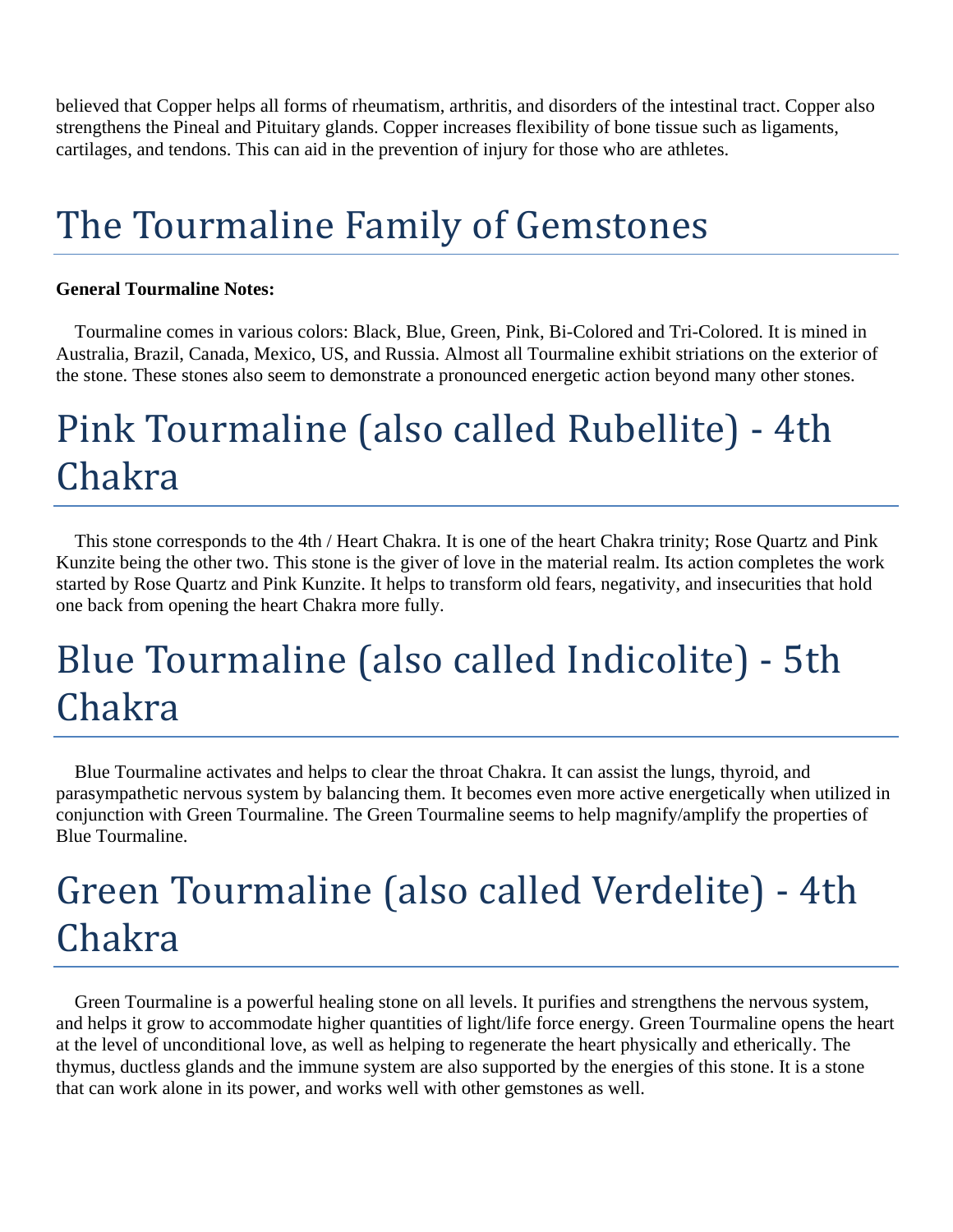believed that Copper helps all forms of rheumatism, arthritis, and disorders of the intestinal tract. Copper also strengthens the Pineal and Pituitary glands. Copper increases flexibility of bone tissue such as ligaments, cartilages, and tendons. This can aid in the prevention of injury for those who are athletes.

# The Tourmaline Family of Gemstones

**General Tourmaline Notes:**

Tourmaline comes in various colors: Black, Blue, Green, Pink, Bi-Colored and Tri-Colored. It is mined in Australia, Brazil, Canada, Mexico, US, and Russia. Almost all Tourmaline exhibit striations on the exterior of the stone. These stones also seem to demonstrate a pronounced energetic action beyond many other stones.

# Pink Tourmaline (also called Rubellite) - 4th Chakra

This stone corresponds to the 4th / Heart Chakra. It is one of the heart Chakra trinity; Rose Quartz and Pink Kunzite being the other two. This stone is the giver of love in the material realm. Its action completes the work started by Rose Quartz and Pink Kunzite. It helps to transform old fears, negativity, and insecurities that hold one back from opening the heart Chakra more fully.

# Blue Tourmaline (also called Indicolite) - 5th Chakra

Blue Tourmaline activates and helps to clear the throat Chakra. It can assist the lungs, thyroid, and parasympathetic nervous system by balancing them. It becomes even more active energetically when utilized in conjunction with Green Tourmaline. The Green Tourmaline seems to help magnify/amplify the properties of Blue Tourmaline.

# Green Tourmaline (also called Verdelite) - 4th Chakra

Green Tourmaline is a powerful healing stone on all levels. It purifies and strengthens the nervous system, and helps it grow to accommodate higher quantities of light/life force energy. Green Tourmaline opens the heart at the level of unconditional love, as well as helping to regenerate the heart physically and etherically. The thymus, ductless glands and the immune system are also supported by the energies of this stone. It is a stone that can work alone in its power, and works well with other gemstones as well.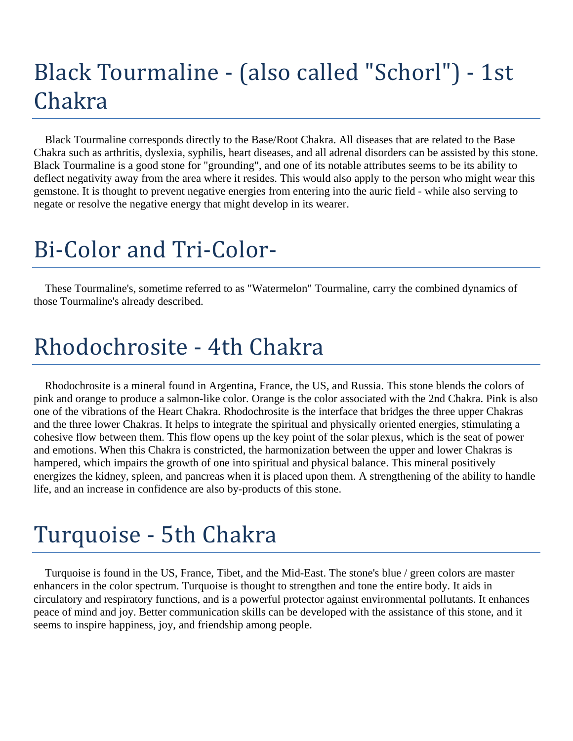# Black Tourmaline - (also called "Schorl") - 1st Chakra

Black Tourmaline corresponds directly to the Base/Root Chakra. All diseases that are related to the Base Chakra such as arthritis, dyslexia, syphilis, heart diseases, and all adrenal disorders can be assisted by this stone. Black Tourmaline is a good stone for "grounding", and one of its notable attributes seems to be its ability to deflect negativity away from the area where it resides. This would also apply to the person who might wear this gemstone. It is thought to prevent negative energies from entering into the auric field - while also serving to negate or resolve the negative energy that might develop in its wearer.

# Bi-Color and Tri-Color-

These Tourmaline's, sometime referred to as "Watermelon" Tourmaline, carry the combined dynamics of those Tourmaline's already described.

# Rhodochrosite - 4th Chakra

Rhodochrosite is a mineral found in Argentina, France, the US, and Russia. This stone blends the colors of pink and orange to produce a salmon-like color. Orange is the color associated with the 2nd Chakra. Pink is also one of the vibrations of the Heart Chakra. Rhodochrosite is the interface that bridges the three upper Chakras and the three lower Chakras. It helps to integrate the spiritual and physically oriented energies, stimulating a cohesive flow between them. This flow opens up the key point of the solar plexus, which is the seat of power and emotions. When this Chakra is constricted, the harmonization between the upper and lower Chakras is hampered, which impairs the growth of one into spiritual and physical balance. This mineral positively energizes the kidney, spleen, and pancreas when it is placed upon them. A strengthening of the ability to handle life, and an increase in confidence are also by-products of this stone.

# Turquoise - 5th Chakra

Turquoise is found in the US, France, Tibet, and the Mid-East. The stone's blue / green colors are master enhancers in the color spectrum. Turquoise is thought to strengthen and tone the entire body. It aids in circulatory and respiratory functions, and is a powerful protector against environmental pollutants. It enhances peace of mind and joy. Better communication skills can be developed with the assistance of this stone, and it seems to inspire happiness, joy, and friendship among people.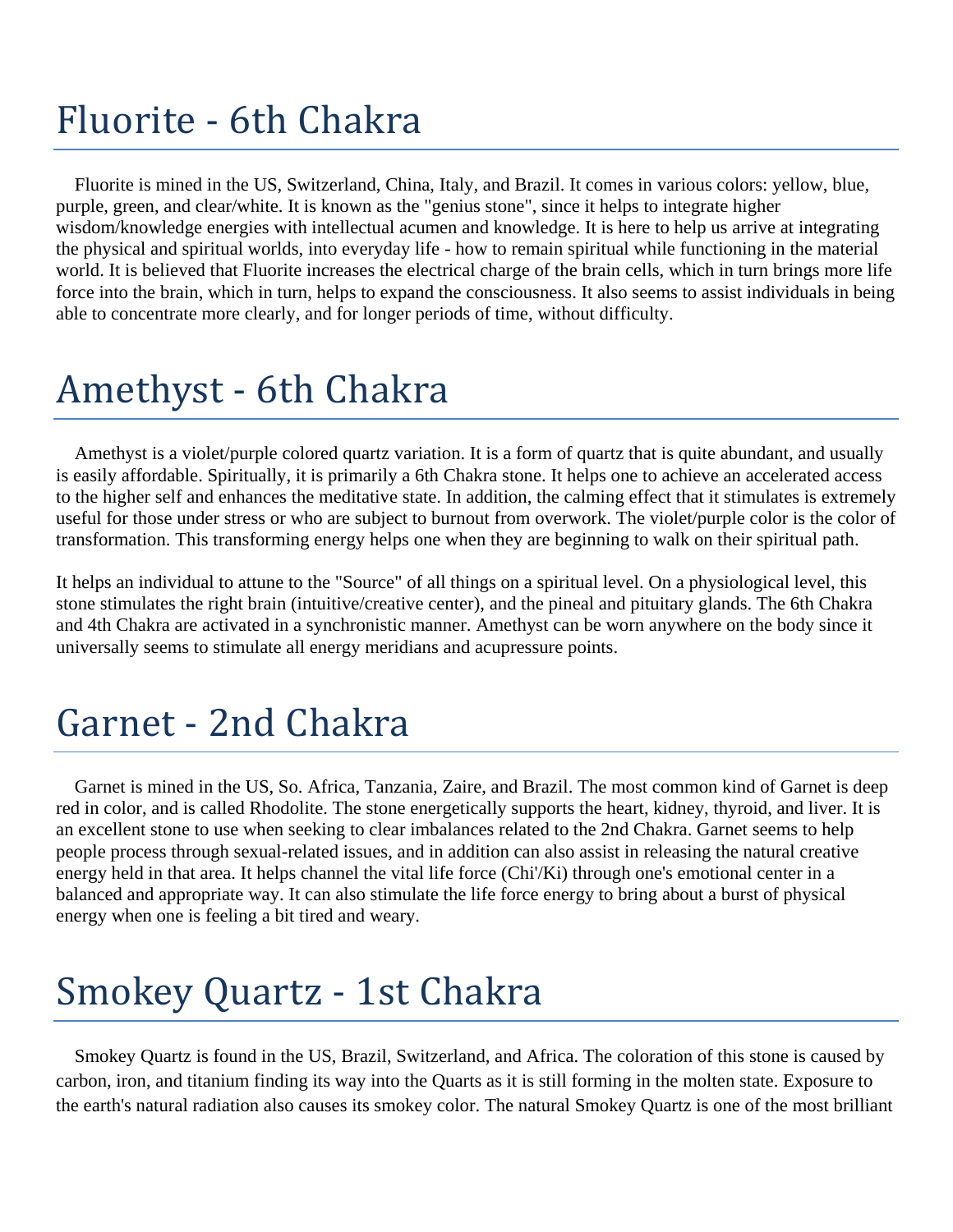# Fluorite - 6th Chakra

Fluorite is mined in the US, Switzerland, China, Italy, and Brazil. It comes in various colors: yellow, blue, purple, green, and clear/white. It is known as the "genius stone", since it helps to integrate higher wisdom/knowledge energies with intellectual acumen and knowledge. It is here to help us arrive at integrating the physical and spiritual worlds, into everyday life - how to remain spiritual while functioning in the material world. It is believed that Fluorite increases the electrical charge of the brain cells, which in turn brings more life force into the brain, which in turn, helps to expand the consciousness. It also seems to assist individuals in being able to concentrate more clearly, and for longer periods of time, without difficulty.

# Amethyst - 6th Chakra

Amethyst is a violet/purple colored quartz variation. It is a form of quartz that is quite abundant, and usually is easily affordable. Spiritually, it is primarily a 6th Chakra stone. It helps one to achieve an accelerated access to the higher self and enhances the meditative state. In addition, the calming effect that it stimulates is extremely useful for those under stress or who are subject to burnout from overwork. The violet/purple color is the color of transformation. This transforming energy helps one when they are beginning to walk on their spiritual path.

It helps an individual to attune to the "Source" of all things on a spiritual level. On a physiological level, this stone stimulates the right brain (intuitive/creative center), and the pineal and pituitary glands. The 6th Chakra and 4th Chakra are activated in a synchronistic manner. Amethyst can be worn anywhere on the body since it universally seems to stimulate all energy meridians and acupressure points.

# Garnet - 2nd Chakra

Garnet is mined in the US, So. Africa, Tanzania, Zaire, and Brazil. The most common kind of Garnet is deep red in color, and is called Rhodolite. The stone energetically supports the heart, kidney, thyroid, and liver. It is an excellent stone to use when seeking to clear imbalances related to the 2nd Chakra. Garnet seems to help people process through sexual-related issues, and in addition can also assist in releasing the natural creative energy held in that area. It helps channel the vital life force (Chi'/Ki) through one's emotional center in a balanced and appropriate way. It can also stimulate the life force energy to bring about a burst of physical energy when one is feeling a bit tired and weary.

# Smokey Quartz - 1st Chakra

Smokey Quartz is found in the US, Brazil, Switzerland, and Africa. The coloration of this stone is caused by carbon, iron, and titanium finding its way into the Quarts as it is still forming in the molten state. Exposure to the earth's natural radiation also causes its smokey color. The natural Smokey Quartz is one of the most brilliant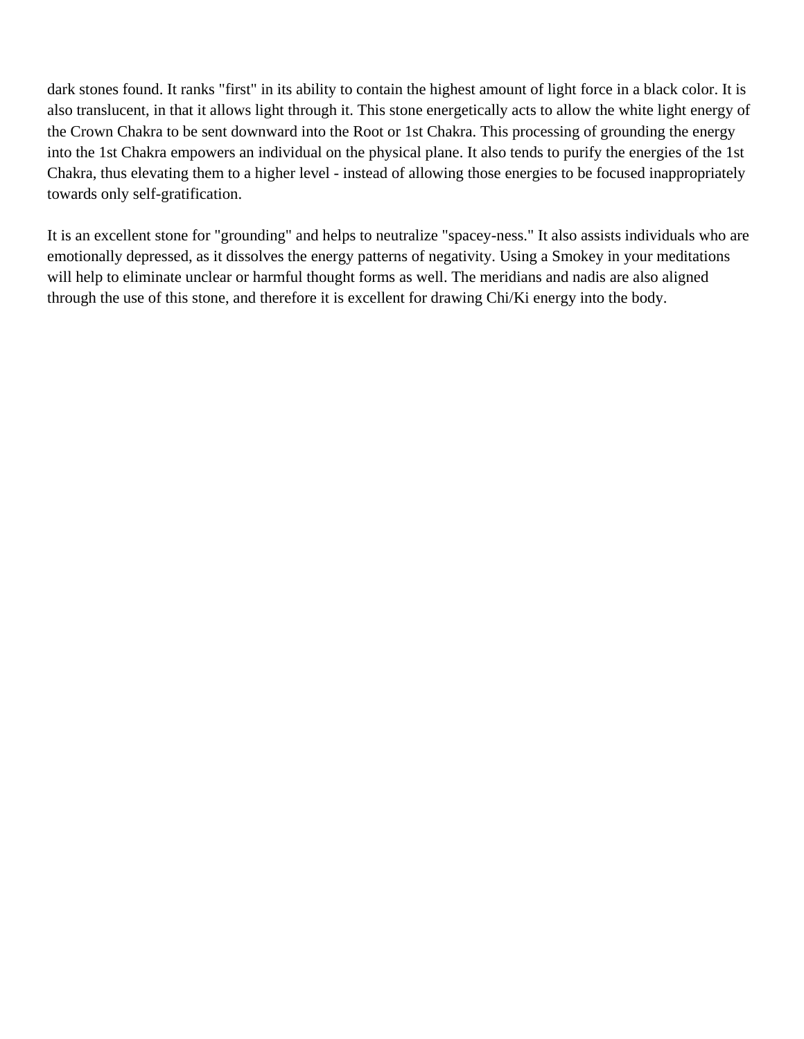dark stones found. It ranks "first" in its ability to contain the highest amount of light force in a black color. It is also translucent, in that it allows light through it. This stone energetically acts to allow the white light energy of the Crown Chakra to be sent downward into the Root or 1st Chakra. This processing of grounding the energy into the 1st Chakra empowers an individual on the physical plane. It also tends to purify the energies of the 1st Chakra, thus elevating them to a higher level - instead of allowing those energies to be focused inappropriately towards only self-gratification.

It is an excellent stone for "grounding" and helps to neutralize "spacey-ness." It also assists individuals who are emotionally depressed, as it dissolves the energy patterns of negativity. Using a Smokey in your meditations will help to eliminate unclear or harmful thought forms as well. The meridians and nadis are also aligned through the use of this stone, and therefore it is excellent for drawing Chi/Ki energy into the body.